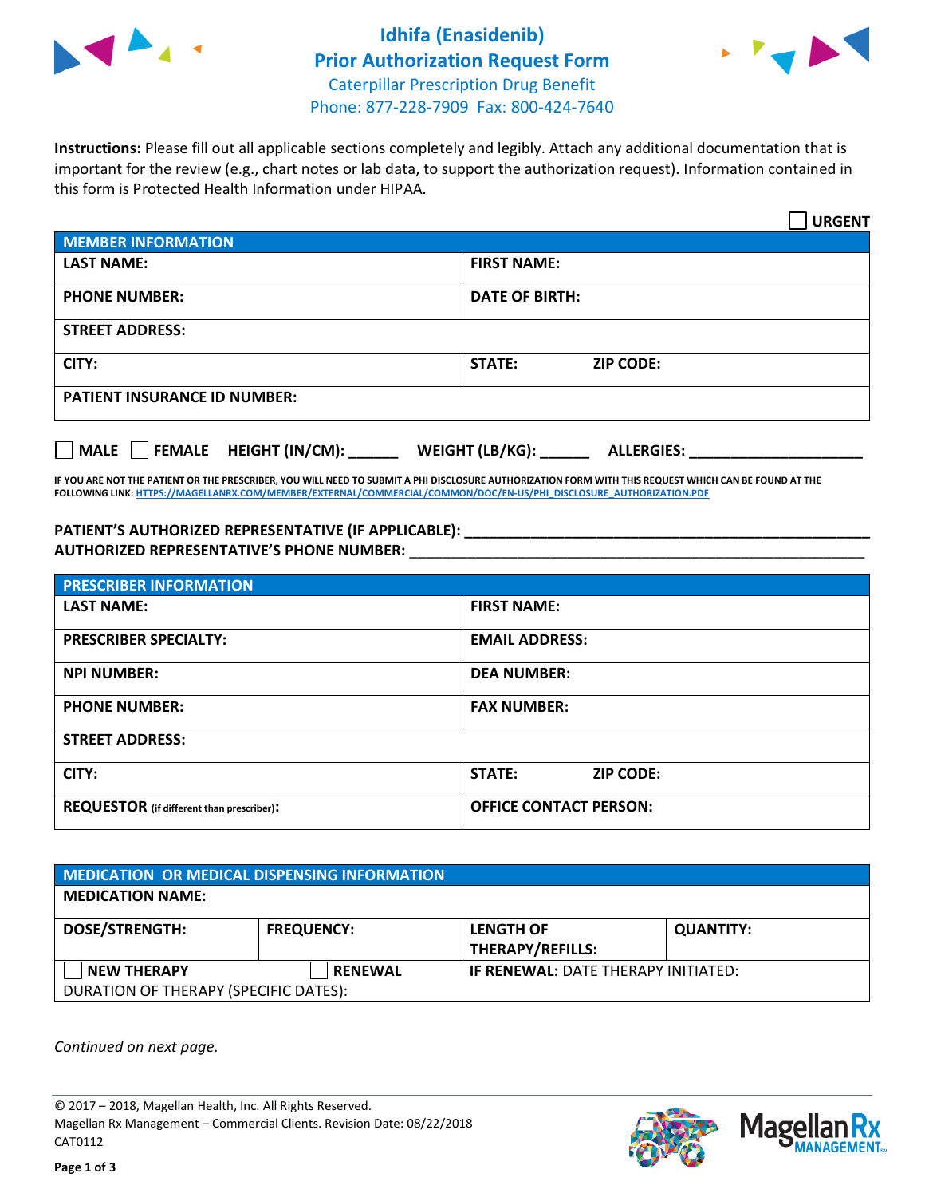# Idhifa (Enasidenib)
## Prior Authorization Request Form

Caterpillar Prescription Drug Benefit
Phone: 877-228-7909 Fax: 800-424-7640

**Instructions:** Please fill out all applicable sections completely and legibly. Attach any additional documentation that is important for the review (e.g., chart notes or lab data, to support the authorization request). Information contained in this form is Protected Health Information under HIPAA.

☐ **URGENT**

| MEMBER INFORMATION | |
|---|---|
| **LAST NAME:** | **FIRST NAME:** |
| **PHONE NUMBER:** | **DATE OF BIRTH:** |
| **STREET ADDRESS:** | |
| **CITY:** | **STATE:** **ZIP CODE:** |
| **PATIENT INSURANCE ID NUMBER:** | |

☐ **MALE** ☐ **FEMALE** **HEIGHT (IN/CM):** ______ **WEIGHT (LB/KG):** ______ **ALLERGIES:** ____________________

**IF YOU ARE NOT THE PATIENT OR THE PRESCRIBER, YOU WILL NEED TO SUBMIT A PHI DISCLOSURE AUTHORIZATION FORM WITH THIS REQUEST WHICH CAN BE FOUND AT THE FOLLOWING LINK: HTTPS://MAGELLANRX.COM/MEMBER/EXTERNAL/COMMERCIAL/COMMON/DOC/EN-US/PHI_DISCLOSURE_AUTHORIZATION.PDF**

**PATIENT'S AUTHORIZED REPRESENTATIVE (IF APPLICABLE):** ________________________________________________
**AUTHORIZED REPRESENTATIVE'S PHONE NUMBER:** ________________________________________________

| PRESCRIBER INFORMATION | |
|---|---|
| **LAST NAME:** | **FIRST NAME:** |
| **PRESCRIBER SPECIALTY:** | **EMAIL ADDRESS:** |
| **NPI NUMBER:** | **DEA NUMBER:** |
| **PHONE NUMBER:** | **FAX NUMBER:** |
| **STREET ADDRESS:** | |
| **CITY:** | **STATE:** **ZIP CODE:** |
| **REQUESTOR** (if different than prescriber)**:** | **OFFICE CONTACT PERSON:** |

| MEDICATION OR MEDICAL DISPENSING INFORMATION | | | |
|---|---|---|---|
| **MEDICATION NAME:** | | | |
| **DOSE/STRENGTH:** | **FREQUENCY:** | **LENGTH OF THERAPY/REFILLS:** | **QUANTITY:** |
| ☐ **NEW THERAPY** | ☐ **RENEWAL** | **IF RENEWAL:** DATE THERAPY INITIATED: | |
| DURATION OF THERAPY (SPECIFIC DATES): | | | |

*Continued on next page.*

© 2017 – 2018, Magellan Health, Inc. All Rights Reserved.
Magellan Rx Management – Commercial Clients. Revision Date: 08/22/2018
CAT0112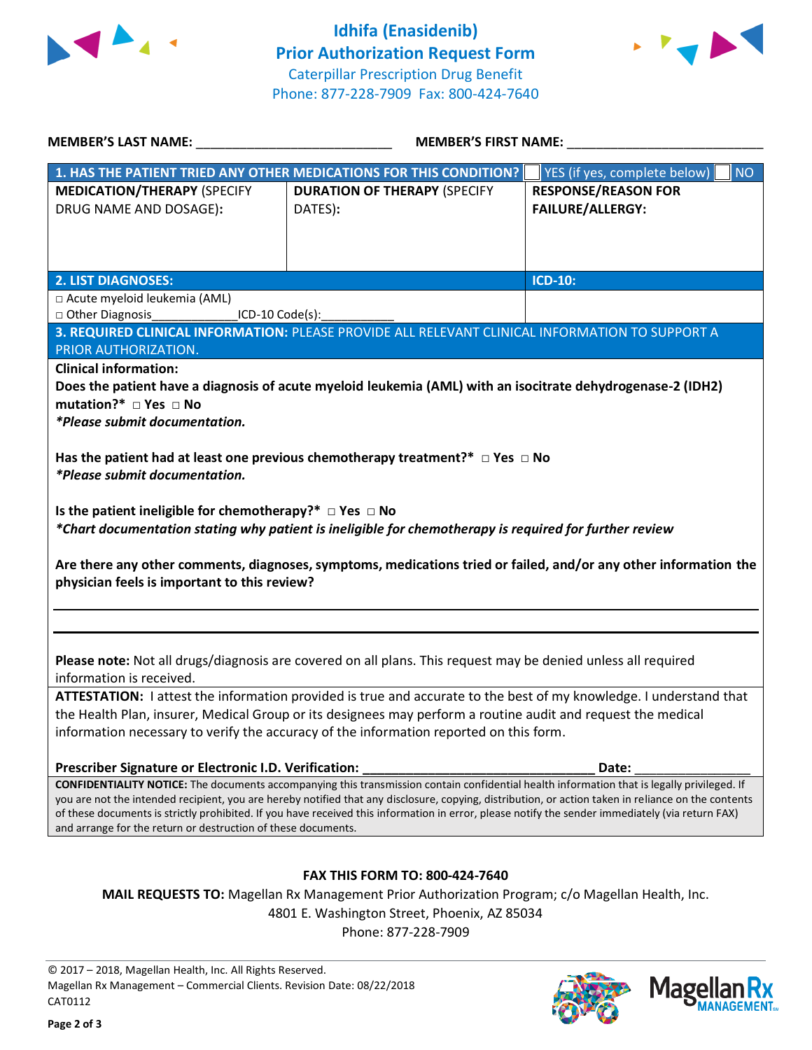# Idhifa (Enasidenib) Prior Authorization Request Form

Caterpillar Prescription Drug Benefit

Phone: 877-228-7909 Fax: 800-424-7640

**MEMBER'S LAST NAME:** ___________________________ **MEMBER'S FIRST NAME:** ___________________________

| **1. HAS THE PATIENT TRIED ANY OTHER MEDICATIONS FOR THIS CONDITION?** | | ☐ YES (if yes, complete below) ☐ NO |
|---|---|---|
| **MEDICATION/THERAPY** (SPECIFY DRUG NAME AND DOSAGE): | **DURATION OF THERAPY** (SPECIFY DATES): | **RESPONSE/REASON FOR FAILURE/ALLERGY:** |
| | | |

| **2. LIST DIAGNOSES:** | **ICD-10:** |
|---|---|
| □ Acute myeloid leukemia (AML)<br>□ Other Diagnosis_____________ICD-10 Code(s):___________ | |

**3. REQUIRED CLINICAL INFORMATION:** PLEASE PROVIDE ALL RELEVANT CLINICAL INFORMATION TO SUPPORT A PRIOR AUTHORIZATION.

**Clinical information:**

**Does the patient have a diagnosis of acute myeloid leukemia (AML) with an isocitrate dehydrogenase-2 (IDH2) mutation?*** □ **Yes** □ **No**

***Please submit documentation.***

**Has the patient had at least one previous chemotherapy treatment?*** □ **Yes** □ **No**

***Please submit documentation.***

**Is the patient ineligible for chemotherapy?*** □ **Yes** □ **No**

***Chart documentation stating why patient is ineligible for chemotherapy is required for further review***

**Are there any other comments, diagnoses, symptoms, medications tried or failed, and/or any other information the physician feels is important to this review?**

___________________________________________________________________________

___________________________________________________________________________

**Please note:** Not all drugs/diagnosis are covered on all plans. This request may be denied unless all required information is received.

**ATTESTATION:** I attest the information provided is true and accurate to the best of my knowledge. I understand that the Health Plan, insurer, Medical Group or its designees may perform a routine audit and request the medical information necessary to verify the accuracy of the information reported on this form.

**Prescriber Signature or Electronic I.D. Verification:** ________________________________ **Date:** ________________

**CONFIDENTIALITY NOTICE:** The documents accompanying this transmission contain confidential health information that is legally privileged. If you are not the intended recipient, you are hereby notified that any disclosure, copying, distribution, or action taken in reliance on the contents of these documents is strictly prohibited. If you have received this information in error, please notify the sender immediately (via return FAX) and arrange for the return or destruction of these documents.

**FAX THIS FORM TO: 800-424-7640**

**MAIL REQUESTS TO:** Magellan Rx Management Prior Authorization Program; c/o Magellan Health, Inc.
4801 E. Washington Street, Phoenix, AZ 85034
Phone: 877-228-7909

© 2017 – 2018, Magellan Health, Inc. All Rights Reserved.
Magellan Rx Management – Commercial Clients. Revision Date: 08/22/2018
CAT0112